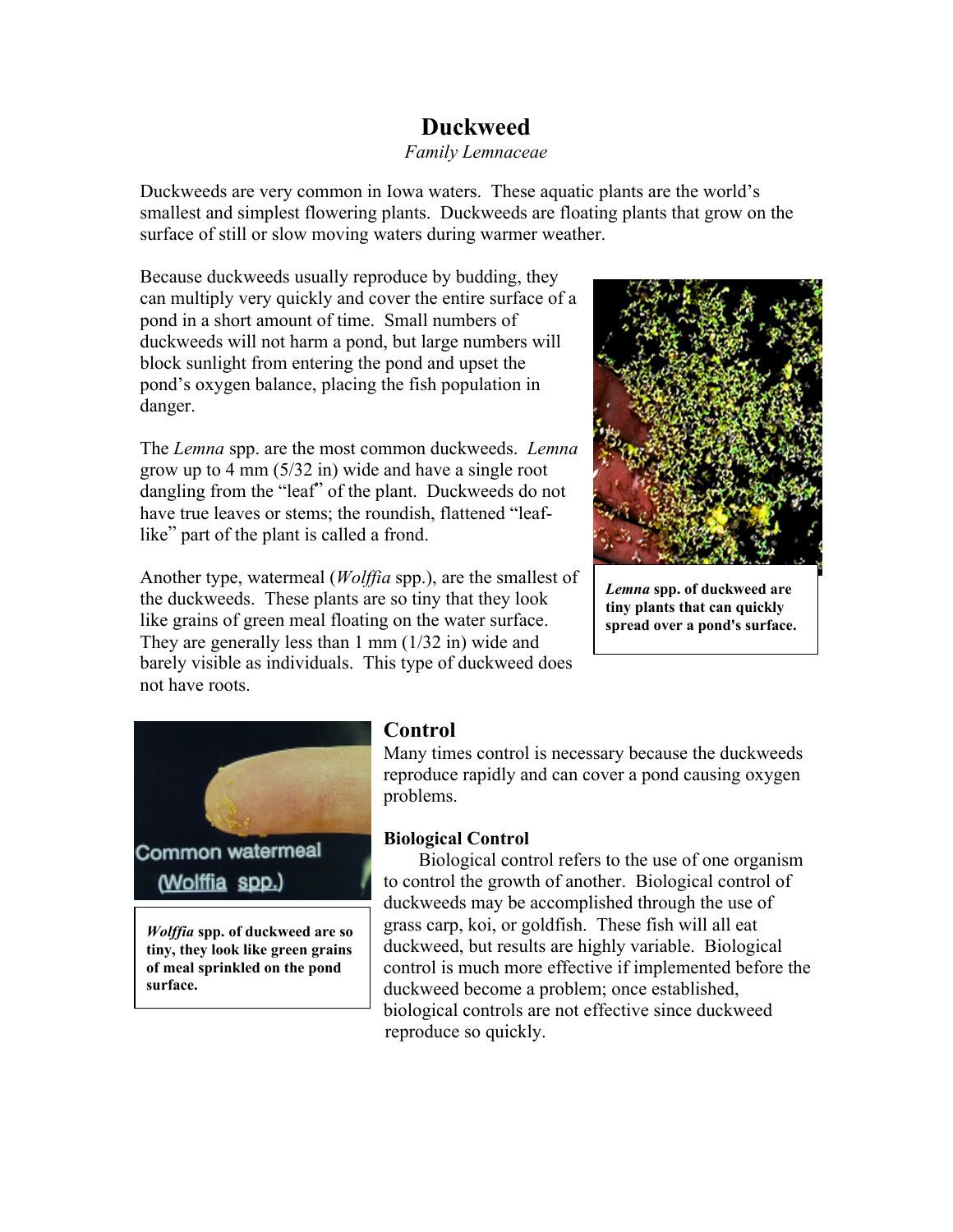# Duckweed

*Family Lemnaceae*

Duckweeds are very common in Iowa waters. These aquatic plants are the world's smallest and simplest flowering plants. Duckweeds are floating plants that grow on the surface of still or slow moving waters during warmer weather.

Because duckweeds usually reproduce by budding, they can multiply very quickly and cover the entire surface of a pond in a short amount of time. Small numbers of duckweeds will not harm a pond, but large numbers will block sunlight from entering the pond and upset the pond's oxygen balance, placing the fish population in danger.

**_Lemna_ spp. of duckweed are tiny plants that can quickly spread over a pond's surface.**

The *Lemna* spp. are the most common duckweeds. *Lemna* grow up to 4 mm (5/32 in) wide and have a single root dangling from the "leaf" of the plant. Duckweeds do not have true leaves or stems; the roundish, flattened "leaf-like" part of the plant is called a frond.

Another type, watermeal (*Wolffia* spp.), are the smallest of the duckweeds. These plants are so tiny that they look like grains of green meal floating on the water surface. They are generally less than 1 mm (1/32 in) wide and barely visible as individuals. This type of duckweed does not have roots.

**_Wolffia_ spp. of duckweed are so tiny, they look like green grains of meal sprinkled on the pond surface.**

## Control

Many times control is necessary because the duckweeds reproduce rapidly and can cover a pond causing oxygen problems.

### Biological Control

Biological control refers to the use of one organism to control the growth of another. Biological control of duckweeds may be accomplished through the use of grass carp, koi, or goldfish. These fish will all eat duckweed, but results are highly variable. Biological control is much more effective if implemented before the duckweed become a problem; once established, biological controls are not effective since duckweed reproduce so quickly.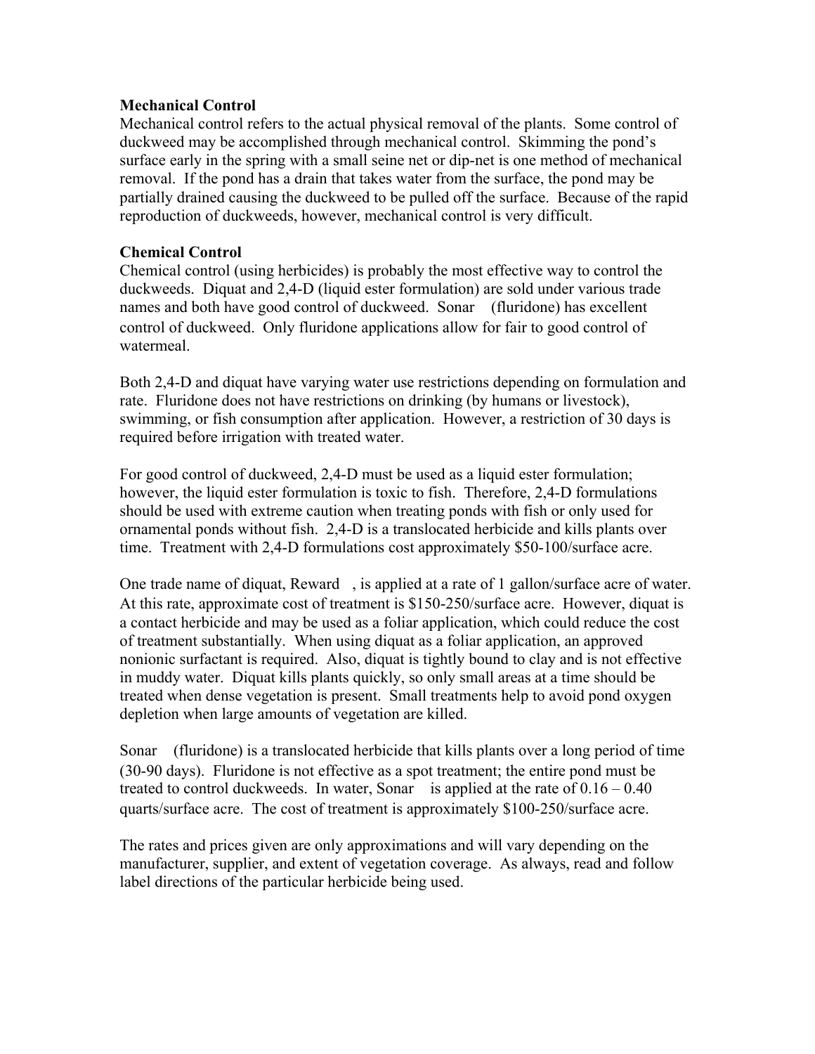**Mechanical Control**

Mechanical control refers to the actual physical removal of the plants. Some control of duckweed may be accomplished through mechanical control. Skimming the pond's surface early in the spring with a small seine net or dip-net is one method of mechanical removal. If the pond has a drain that takes water from the surface, the pond may be partially drained causing the duckweed to be pulled off the surface. Because of the rapid reproduction of duckweeds, however, mechanical control is very difficult.

**Chemical Control**

Chemical control (using herbicides) is probably the most effective way to control the duckweeds. Diquat and 2,4-D (liquid ester formulation) are sold under various trade names and both have good control of duckweed. Sonar (fluridone) has excellent control of duckweed. Only fluridone applications allow for fair to good control of watermeal.

Both 2,4-D and diquat have varying water use restrictions depending on formulation and rate. Fluridone does not have restrictions on drinking (by humans or livestock), swimming, or fish consumption after application. However, a restriction of 30 days is required before irrigation with treated water.

For good control of duckweed, 2,4-D must be used as a liquid ester formulation; however, the liquid ester formulation is toxic to fish. Therefore, 2,4-D formulations should be used with extreme caution when treating ponds with fish or only used for ornamental ponds without fish. 2,4-D is a translocated herbicide and kills plants over time. Treatment with 2,4-D formulations cost approximately $50-100/surface acre.

One trade name of diquat, Reward , is applied at a rate of 1 gallon/surface acre of water. At this rate, approximate cost of treatment is $150-250/surface acre. However, diquat is a contact herbicide and may be used as a foliar application, which could reduce the cost of treatment substantially. When using diquat as a foliar application, an approved nonionic surfactant is required. Also, diquat is tightly bound to clay and is not effective in muddy water. Diquat kills plants quickly, so only small areas at a time should be treated when dense vegetation is present. Small treatments help to avoid pond oxygen depletion when large amounts of vegetation are killed.

Sonar (fluridone) is a translocated herbicide that kills plants over a long period of time (30-90 days). Fluridone is not effective as a spot treatment; the entire pond must be treated to control duckweeds. In water, Sonar is applied at the rate of 0.16 – 0.40 quarts/surface acre. The cost of treatment is approximately $100-250/surface acre.

The rates and prices given are only approximations and will vary depending on the manufacturer, supplier, and extent of vegetation coverage. As always, read and follow label directions of the particular herbicide being used.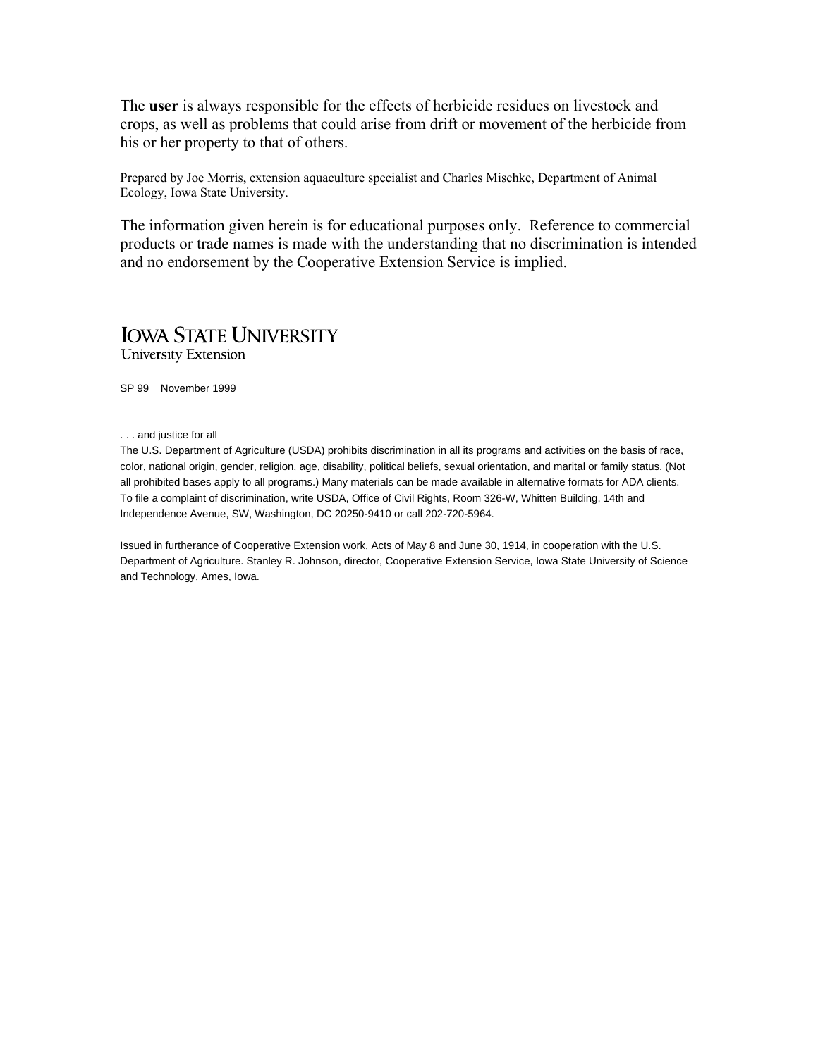The **user** is always responsible for the effects of herbicide residues on livestock and crops, as well as problems that could arise from drift or movement of the herbicide from his or her property to that of others.

Prepared by Joe Morris, extension aquaculture specialist and Charles Mischke, Department of Animal Ecology, Iowa State University.

The information given herein is for educational purposes only. Reference to commercial products or trade names is made with the understanding that no discrimination is intended and no endorsement by the Cooperative Extension Service is implied.

IOWA STATE UNIVERSITY
University Extension

SP 99 November 1999

. . . and justice for all
The U.S. Department of Agriculture (USDA) prohibits discrimination in all its programs and activities on the basis of race, color, national origin, gender, religion, age, disability, political beliefs, sexual orientation, and marital or family status. (Not all prohibited bases apply to all programs.) Many materials can be made available in alternative formats for ADA clients. To file a complaint of discrimination, write USDA, Office of Civil Rights, Room 326-W, Whitten Building, 14th and Independence Avenue, SW, Washington, DC 20250-9410 or call 202-720-5964.

Issued in furtherance of Cooperative Extension work, Acts of May 8 and June 30, 1914, in cooperation with the U.S. Department of Agriculture. Stanley R. Johnson, director, Cooperative Extension Service, Iowa State University of Science and Technology, Ames, Iowa.